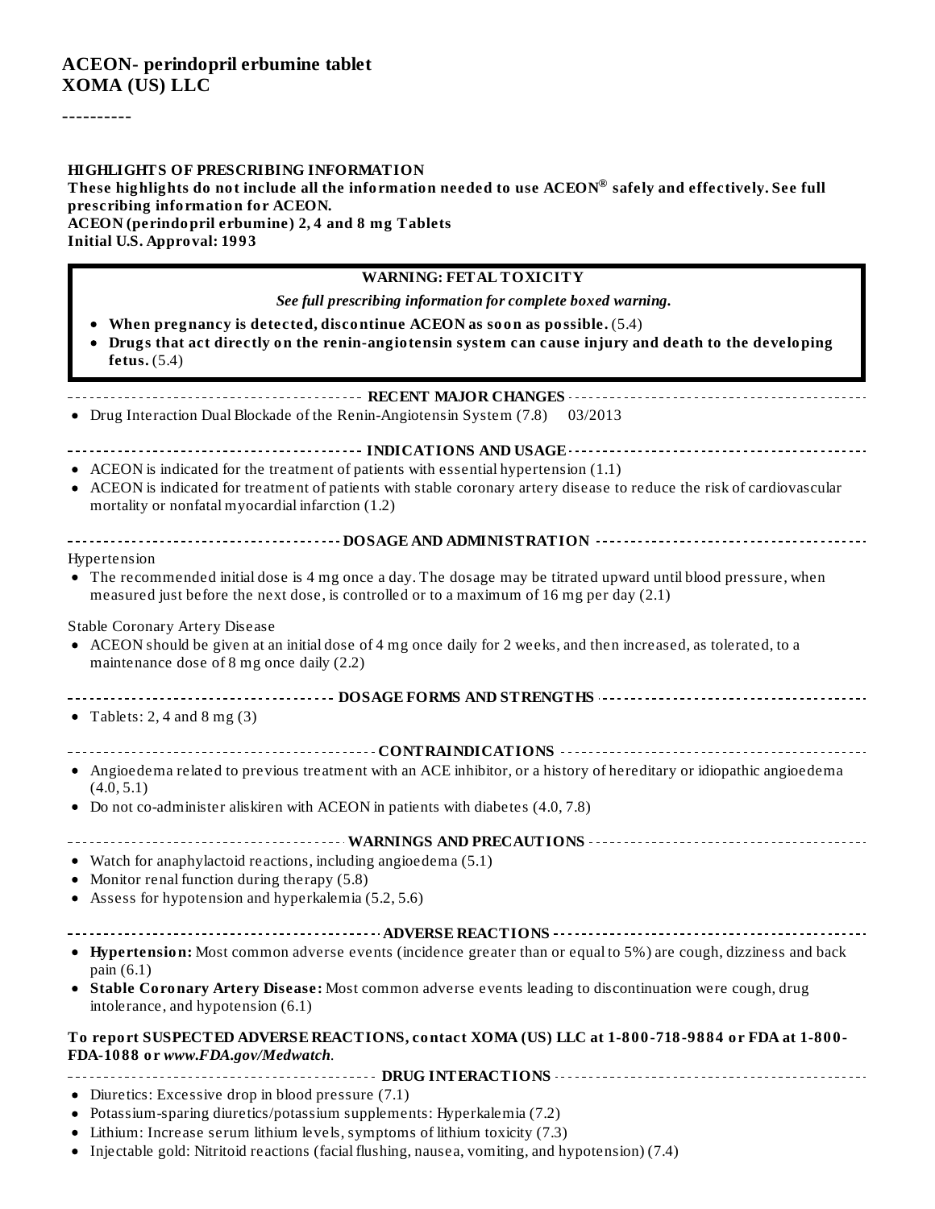# ACEON- perindopril erbumine tablet
# XOMA (US) LLC

----------

**HIGHLIGHTS OF PRESCRIBING INFORMATION**

**These highlights do not include all the information needed to use ACEON® safely and effectively. See full prescribing information for ACEON.**

**ACEON (perindopril erbumine) 2, 4 and 8 mg Tablets**

**Initial U.S. Approval: 1993**

**WARNING: FETAL TOXICITY**

*See full prescribing information for complete boxed warning.*

- **When pregnancy is detected, discontinue ACEON as soon as possible.** (5.4)
- **Drugs that act directly on the renin-angiotensin system can cause injury and death to the developing fetus.** (5.4)

**RECENT MAJOR CHANGES**

- Drug Interaction Dual Blockade of the Renin-Angiotensin System (7.8) 03/2013

**INDICATIONS AND USAGE**

- ACEON is indicated for the treatment of patients with essential hypertension (1.1)
- ACEON is indicated for treatment of patients with stable coronary artery disease to reduce the risk of cardiovascular mortality or nonfatal myocardial infarction (1.2)

**DOSAGE AND ADMINISTRATION**

Hypertension

- The recommended initial dose is 4 mg once a day. The dosage may be titrated upward until blood pressure, when measured just before the next dose, is controlled or to a maximum of 16 mg per day (2.1)

Stable Coronary Artery Disease

- ACEON should be given at an initial dose of 4 mg once daily for 2 weeks, and then increased, as tolerated, to a maintenance dose of 8 mg once daily (2.2)

**DOSAGE FORMS AND STRENGTHS**

- Tablets: 2, 4 and 8 mg (3)

**CONTRAINDICATIONS**

- Angioedema related to previous treatment with an ACE inhibitor, or a history of hereditary or idiopathic angioedema (4.0, 5.1)
- Do not co-administer aliskiren with ACEON in patients with diabetes (4.0, 7.8)

**WARNINGS AND PRECAUTIONS**

- Watch for anaphylactoid reactions, including angioedema (5.1)
- Monitor renal function during therapy (5.8)
- Assess for hypotension and hyperkalemia (5.2, 5.6)

**ADVERSE REACTIONS**

- **Hypertension:** Most common adverse events (incidence greater than or equal to 5%) are cough, dizziness and back pain (6.1)
- **Stable Coronary Artery Disease:** Most common adverse events leading to discontinuation were cough, drug intolerance, and hypotension (6.1)

**To report SUSPECTED ADVERSE REACTIONS, contact XOMA (US) LLC at 1-800-718-9884 or FDA at 1-800-FDA-1088 or *www.FDA.gov/Medwatch*.**

**DRUG INTERACTIONS**

- Diuretics: Excessive drop in blood pressure (7.1)
- Potassium-sparing diuretics/potassium supplements: Hyperkalemia (7.2)
- Lithium: Increase serum lithium levels, symptoms of lithium toxicity (7.3)
- Injectable gold: Nitritoid reactions (facial flushing, nausea, vomiting, and hypotension) (7.4)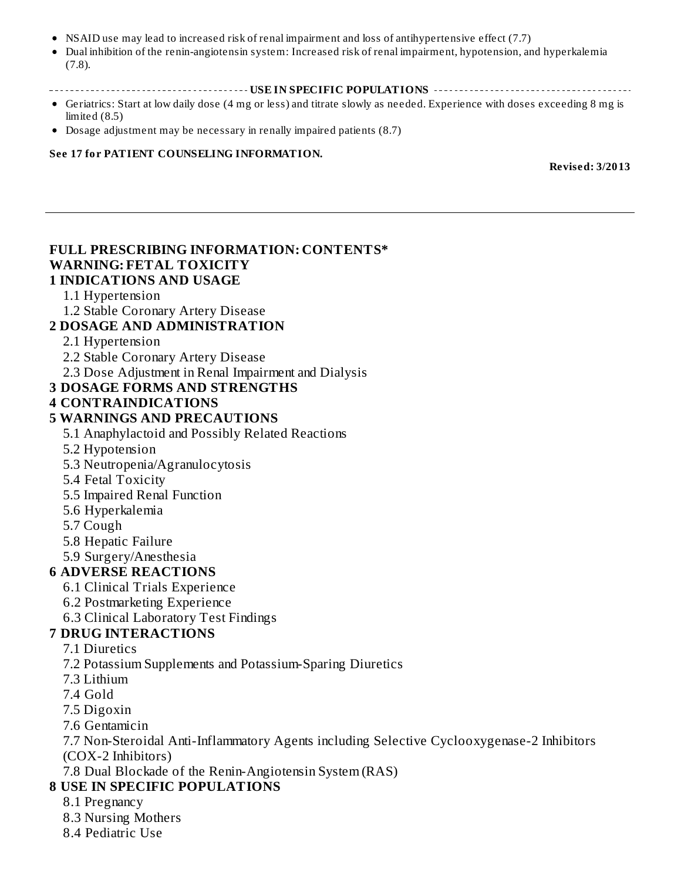- NSAID use may lead to increased risk of renal impairment and loss of antihypertensive effect (7.7)
- Dual inhibition of the renin-angiotensin system: Increased risk of renal impairment, hypotension, and hyperkalemia (7.8).

## USE IN SPECIFIC POPULATIONS

- Geriatrics: Start at low daily dose (4 mg or less) and titrate slowly as needed. Experience with doses exceeding 8 mg is limited (8.5)
- Dosage adjustment may be necessary in renally impaired patients (8.7)

**See 17 for PATIENT COUNSELING INFORMATION.**

**Revised: 3/2013**

---

## FULL PRESCRIBING INFORMATION: CONTENTS*

**WARNING: FETAL TOXICITY**

**1 INDICATIONS AND USAGE**

- 1.1 Hypertension
- 1.2 Stable Coronary Artery Disease

**2 DOSAGE AND ADMINISTRATION**

- 2.1 Hypertension
- 2.2 Stable Coronary Artery Disease
- 2.3 Dose Adjustment in Renal Impairment and Dialysis

**3 DOSAGE FORMS AND STRENGTHS**

**4 CONTRAINDICATIONS**

**5 WARNINGS AND PRECAUTIONS**

- 5.1 Anaphylactoid and Possibly Related Reactions
- 5.2 Hypotension
- 5.3 Neutropenia/Agranulocytosis
- 5.4 Fetal Toxicity
- 5.5 Impaired Renal Function
- 5.6 Hyperkalemia
- 5.7 Cough
- 5.8 Hepatic Failure
- 5.9 Surgery/Anesthesia

**6 ADVERSE REACTIONS**

- 6.1 Clinical Trials Experience
- 6.2 Postmarketing Experience
- 6.3 Clinical Laboratory Test Findings

**7 DRUG INTERACTIONS**

- 7.1 Diuretics
- 7.2 Potassium Supplements and Potassium-Sparing Diuretics
- 7.3 Lithium
- 7.4 Gold
- 7.5 Digoxin
- 7.6 Gentamicin
- 7.7 Non-Steroidal Anti-Inflammatory Agents including Selective Cyclooxygenase-2 Inhibitors (COX-2 Inhibitors)
- 7.8 Dual Blockade of the Renin-Angiotensin System (RAS)

**8 USE IN SPECIFIC POPULATIONS**

- 8.1 Pregnancy
- 8.3 Nursing Mothers
- 8.4 Pediatric Use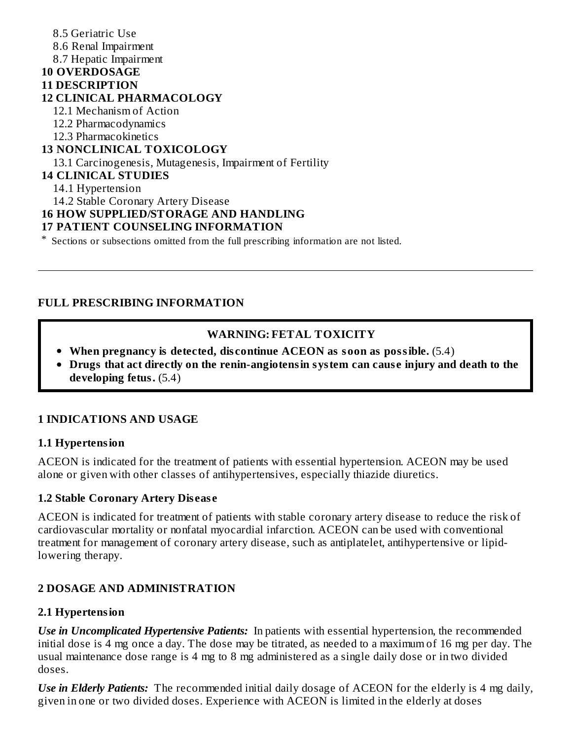8.5 Geriatric Use
8.6 Renal Impairment
8.7 Hepatic Impairment

**10 OVERDOSAGE**

**11 DESCRIPTION**

**12 CLINICAL PHARMACOLOGY**

12.1 Mechanism of Action
12.2 Pharmacodynamics
12.3 Pharmacokinetics

**13 NONCLINICAL TOXICOLOGY**

13.1 Carcinogenesis, Mutagenesis, Impairment of Fertility

**14 CLINICAL STUDIES**

14.1 Hypertension
14.2 Stable Coronary Artery Disease

**16 HOW SUPPLIED/STORAGE AND HANDLING**

**17 PATIENT COUNSELING INFORMATION**

* Sections or subsections omitted from the full prescribing information are not listed.

---

## FULL PRESCRIBING INFORMATION

> **WARNING: FETAL TOXICITY**
>
> - **When pregnancy is detected, discontinue ACEON as soon as possible.** (5.4)
> - **Drugs that act directly on the renin-angiotensin system can cause injury and death to the developing fetus.** (5.4)

## 1 INDICATIONS AND USAGE

### 1.1 Hypertension

ACEON is indicated for the treatment of patients with essential hypertension. ACEON may be used alone or given with other classes of antihypertensives, especially thiazide diuretics.

### 1.2 Stable Coronary Artery Disease

ACEON is indicated for treatment of patients with stable coronary artery disease to reduce the risk of cardiovascular mortality or nonfatal myocardial infarction. ACEON can be used with conventional treatment for management of coronary artery disease, such as antiplatelet, antihypertensive or lipid-lowering therapy.

## 2 DOSAGE AND ADMINISTRATION

### 2.1 Hypertension

***Use in Uncomplicated Hypertensive Patients:*** In patients with essential hypertension, the recommended initial dose is 4 mg once a day. The dose may be titrated, as needed to a maximum of 16 mg per day. The usual maintenance dose range is 4 mg to 8 mg administered as a single daily dose or in two divided doses.

***Use in Elderly Patients:*** The recommended initial daily dosage of ACEON for the elderly is 4 mg daily, given in one or two divided doses. Experience with ACEON is limited in the elderly at doses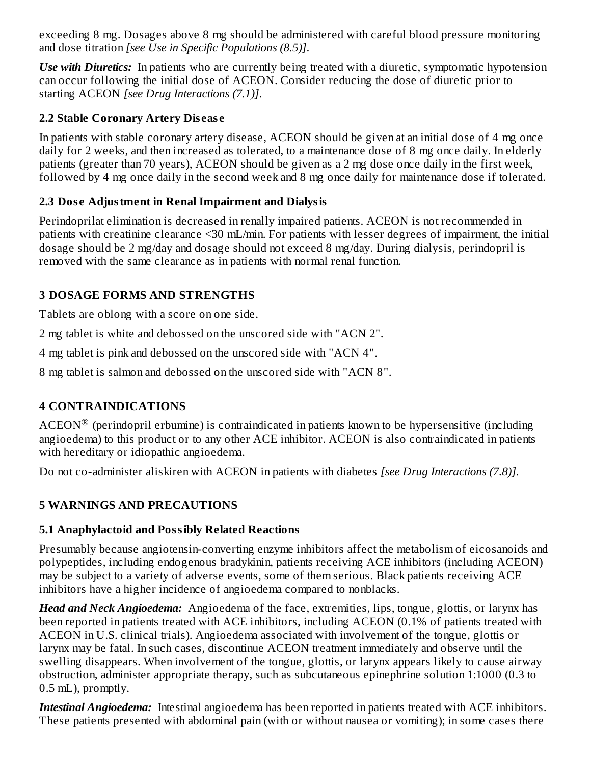exceeding 8 mg. Dosages above 8 mg should be administered with careful blood pressure monitoring and dose titration *[see Use in Specific Populations (8.5)]*.

***Use with Diuretics:*** In patients who are currently being treated with a diuretic, symptomatic hypotension can occur following the initial dose of ACEON. Consider reducing the dose of diuretic prior to starting ACEON *[see Drug Interactions (7.1)]*.

### 2.2 Stable Coronary Artery Disease

In patients with stable coronary artery disease, ACEON should be given at an initial dose of 4 mg once daily for 2 weeks, and then increased as tolerated, to a maintenance dose of 8 mg once daily. In elderly patients (greater than 70 years), ACEON should be given as a 2 mg dose once daily in the first week, followed by 4 mg once daily in the second week and 8 mg once daily for maintenance dose if tolerated.

### 2.3 Dose Adjustment in Renal Impairment and Dialysis

Perindoprilat elimination is decreased in renally impaired patients. ACEON is not recommended in patients with creatinine clearance <30 mL/min. For patients with lesser degrees of impairment, the initial dosage should be 2 mg/day and dosage should not exceed 8 mg/day. During dialysis, perindopril is removed with the same clearance as in patients with normal renal function.

## 3 DOSAGE FORMS AND STRENGTHS

Tablets are oblong with a score on one side.

2 mg tablet is white and debossed on the unscored side with "ACN 2".

4 mg tablet is pink and debossed on the unscored side with "ACN 4".

8 mg tablet is salmon and debossed on the unscored side with "ACN 8".

## 4 CONTRAINDICATIONS

ACEON® (perindopril erbumine) is contraindicated in patients known to be hypersensitive (including angioedema) to this product or to any other ACE inhibitor. ACEON is also contraindicated in patients with hereditary or idiopathic angioedema.

Do not co-administer aliskiren with ACEON in patients with diabetes *[see Drug Interactions (7.8)]*.

## 5 WARNINGS AND PRECAUTIONS

### 5.1 Anaphylactoid and Possibly Related Reactions

Presumably because angiotensin-converting enzyme inhibitors affect the metabolism of eicosanoids and polypeptides, including endogenous bradykinin, patients receiving ACE inhibitors (including ACEON) may be subject to a variety of adverse events, some of them serious. Black patients receiving ACE inhibitors have a higher incidence of angioedema compared to nonblacks.

***Head and Neck Angioedema:*** Angioedema of the face, extremities, lips, tongue, glottis, or larynx has been reported in patients treated with ACE inhibitors, including ACEON (0.1% of patients treated with ACEON in U.S. clinical trials). Angioedema associated with involvement of the tongue, glottis or larynx may be fatal. In such cases, discontinue ACEON treatment immediately and observe until the swelling disappears. When involvement of the tongue, glottis, or larynx appears likely to cause airway obstruction, administer appropriate therapy, such as subcutaneous epinephrine solution 1:1000 (0.3 to 0.5 mL), promptly.

***Intestinal Angioedema:*** Intestinal angioedema has been reported in patients treated with ACE inhibitors. These patients presented with abdominal pain (with or without nausea or vomiting); in some cases there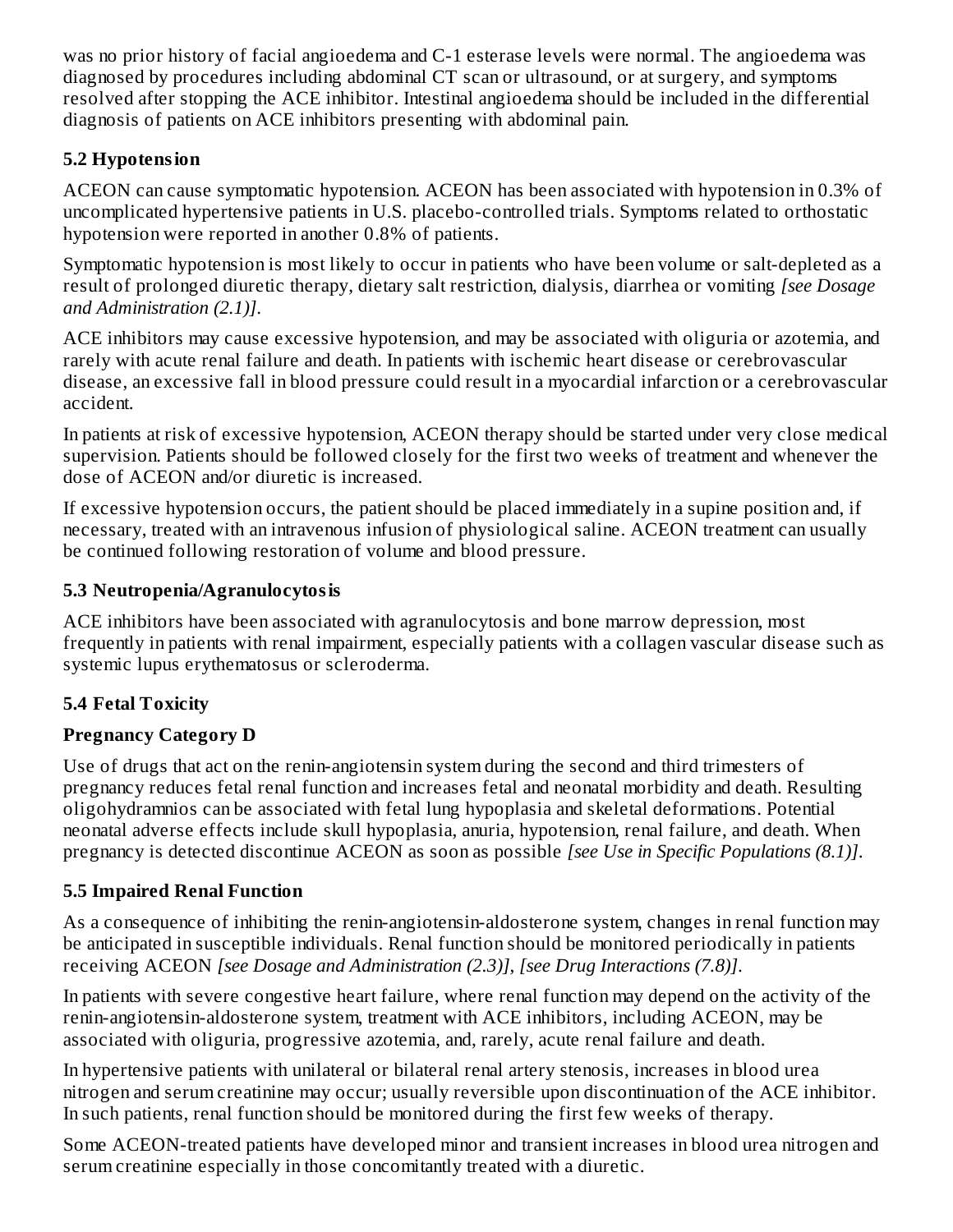was no prior history of facial angioedema and C-1 esterase levels were normal. The angioedema was diagnosed by procedures including abdominal CT scan or ultrasound, or at surgery, and symptoms resolved after stopping the ACE inhibitor. Intestinal angioedema should be included in the differential diagnosis of patients on ACE inhibitors presenting with abdominal pain.

### 5.2 Hypotension

ACEON can cause symptomatic hypotension. ACEON has been associated with hypotension in 0.3% of uncomplicated hypertensive patients in U.S. placebo-controlled trials. Symptoms related to orthostatic hypotension were reported in another 0.8% of patients.

Symptomatic hypotension is most likely to occur in patients who have been volume or salt-depleted as a result of prolonged diuretic therapy, dietary salt restriction, dialysis, diarrhea or vomiting *[see Dosage and Administration (2.1)]*.

ACE inhibitors may cause excessive hypotension, and may be associated with oliguria or azotemia, and rarely with acute renal failure and death. In patients with ischemic heart disease or cerebrovascular disease, an excessive fall in blood pressure could result in a myocardial infarction or a cerebrovascular accident.

In patients at risk of excessive hypotension, ACEON therapy should be started under very close medical supervision. Patients should be followed closely for the first two weeks of treatment and whenever the dose of ACEON and/or diuretic is increased.

If excessive hypotension occurs, the patient should be placed immediately in a supine position and, if necessary, treated with an intravenous infusion of physiological saline. ACEON treatment can usually be continued following restoration of volume and blood pressure.

### 5.3 Neutropenia/Agranulocytosis

ACE inhibitors have been associated with agranulocytosis and bone marrow depression, most frequently in patients with renal impairment, especially patients with a collagen vascular disease such as systemic lupus erythematosus or scleroderma.

### 5.4 Fetal Toxicity

**Pregnancy Category D**

Use of drugs that act on the renin-angiotensin system during the second and third trimesters of pregnancy reduces fetal renal function and increases fetal and neonatal morbidity and death. Resulting oligohydramnios can be associated with fetal lung hypoplasia and skeletal deformations. Potential neonatal adverse effects include skull hypoplasia, anuria, hypotension, renal failure, and death. When pregnancy is detected discontinue ACEON as soon as possible *[see Use in Specific Populations (8.1)]*.

### 5.5 Impaired Renal Function

As a consequence of inhibiting the renin-angiotensin-aldosterone system, changes in renal function may be anticipated in susceptible individuals. Renal function should be monitored periodically in patients receiving ACEON *[see Dosage and Administration (2.3)]*, *[see Drug Interactions (7.8)]*.

In patients with severe congestive heart failure, where renal function may depend on the activity of the renin-angiotensin-aldosterone system, treatment with ACE inhibitors, including ACEON, may be associated with oliguria, progressive azotemia, and, rarely, acute renal failure and death.

In hypertensive patients with unilateral or bilateral renal artery stenosis, increases in blood urea nitrogen and serum creatinine may occur; usually reversible upon discontinuation of the ACE inhibitor. In such patients, renal function should be monitored during the first few weeks of therapy.

Some ACEON-treated patients have developed minor and transient increases in blood urea nitrogen and serum creatinine especially in those concomitantly treated with a diuretic.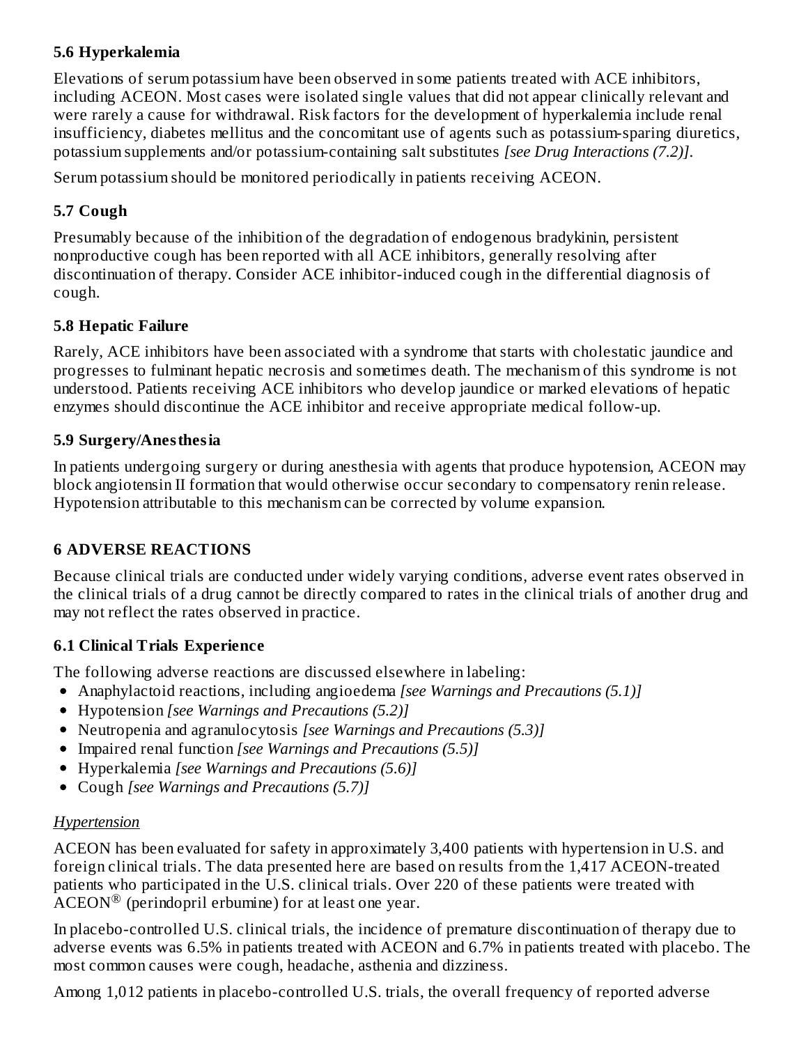### 5.6 Hyperkalemia

Elevations of serum potassium have been observed in some patients treated with ACE inhibitors, including ACEON. Most cases were isolated single values that did not appear clinically relevant and were rarely a cause for withdrawal. Risk factors for the development of hyperkalemia include renal insufficiency, diabetes mellitus and the concomitant use of agents such as potassium-sparing diuretics, potassium supplements and/or potassium-containing salt substitutes *[see Drug Interactions (7.2)]*.

Serum potassium should be monitored periodically in patients receiving ACEON.

### 5.7 Cough

Presumably because of the inhibition of the degradation of endogenous bradykinin, persistent nonproductive cough has been reported with all ACE inhibitors, generally resolving after discontinuation of therapy. Consider ACE inhibitor-induced cough in the differential diagnosis of cough.

### 5.8 Hepatic Failure

Rarely, ACE inhibitors have been associated with a syndrome that starts with cholestatic jaundice and progresses to fulminant hepatic necrosis and sometimes death. The mechanism of this syndrome is not understood. Patients receiving ACE inhibitors who develop jaundice or marked elevations of hepatic enzymes should discontinue the ACE inhibitor and receive appropriate medical follow-up.

### 5.9 Surgery/Anesthesia

In patients undergoing surgery or during anesthesia with agents that produce hypotension, ACEON may block angiotensin II formation that would otherwise occur secondary to compensatory renin release. Hypotension attributable to this mechanism can be corrected by volume expansion.

## 6 ADVERSE REACTIONS

Because clinical trials are conducted under widely varying conditions, adverse event rates observed in the clinical trials of a drug cannot be directly compared to rates in the clinical trials of another drug and may not reflect the rates observed in practice.

### 6.1 Clinical Trials Experience

The following adverse reactions are discussed elsewhere in labeling:

- Anaphylactoid reactions, including angioedema *[see Warnings and Precautions (5.1)]*
- Hypotension *[see Warnings and Precautions (5.2)]*
- Neutropenia and agranulocytosis *[see Warnings and Precautions (5.3)]*
- Impaired renal function *[see Warnings and Precautions (5.5)]*
- Hyperkalemia *[see Warnings and Precautions (5.6)]*
- Cough *[see Warnings and Precautions (5.7)]*

*Hypertension*

ACEON has been evaluated for safety in approximately 3,400 patients with hypertension in U.S. and foreign clinical trials. The data presented here are based on results from the 1,417 ACEON-treated patients who participated in the U.S. clinical trials. Over 220 of these patients were treated with ACEON® (perindopril erbumine) for at least one year.

In placebo-controlled U.S. clinical trials, the incidence of premature discontinuation of therapy due to adverse events was 6.5% in patients treated with ACEON and 6.7% in patients treated with placebo. The most common causes were cough, headache, asthenia and dizziness.

Among 1,012 patients in placebo-controlled U.S. trials, the overall frequency of reported adverse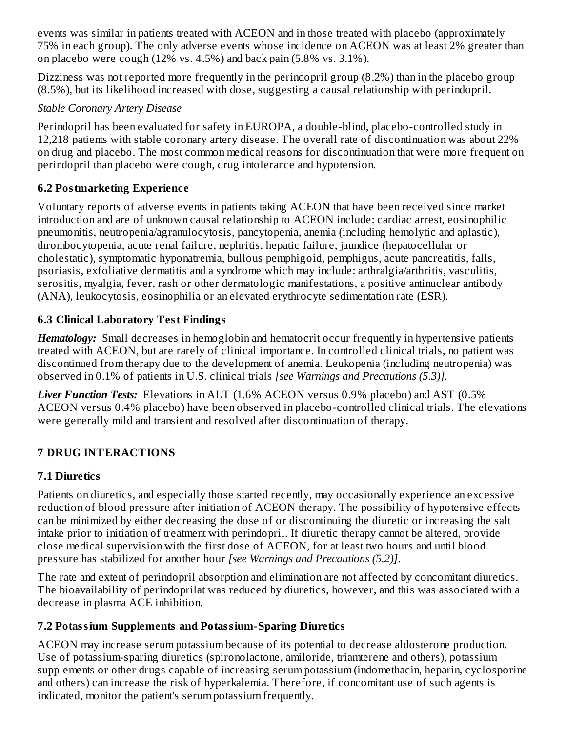events was similar in patients treated with ACEON and in those treated with placebo (approximately 75% in each group). The only adverse events whose incidence on ACEON was at least 2% greater than on placebo were cough (12% vs. 4.5%) and back pain (5.8% vs. 3.1%).

Dizziness was not reported more frequently in the perindopril group (8.2%) than in the placebo group (8.5%), but its likelihood increased with dose, suggesting a causal relationship with perindopril.

*Stable Coronary Artery Disease*

Perindopril has been evaluated for safety in EUROPA, a double-blind, placebo-controlled study in 12,218 patients with stable coronary artery disease. The overall rate of discontinuation was about 22% on drug and placebo. The most common medical reasons for discontinuation that were more frequent on perindopril than placebo were cough, drug intolerance and hypotension.

### 6.2 Postmarketing Experience

Voluntary reports of adverse events in patients taking ACEON that have been received since market introduction and are of unknown causal relationship to ACEON include: cardiac arrest, eosinophilic pneumonitis, neutropenia/agranulocytosis, pancytopenia, anemia (including hemolytic and aplastic), thrombocytopenia, acute renal failure, nephritis, hepatic failure, jaundice (hepatocellular or cholestatic), symptomatic hyponatremia, bullous pemphigoid, pemphigus, acute pancreatitis, falls, psoriasis, exfoliative dermatitis and a syndrome which may include: arthralgia/arthritis, vasculitis, serositis, myalgia, fever, rash or other dermatologic manifestations, a positive antinuclear antibody (ANA), leukocytosis, eosinophilia or an elevated erythrocyte sedimentation rate (ESR).

### 6.3 Clinical Laboratory Test Findings

***Hematology:*** Small decreases in hemoglobin and hematocrit occur frequently in hypertensive patients treated with ACEON, but are rarely of clinical importance. In controlled clinical trials, no patient was discontinued from therapy due to the development of anemia. Leukopenia (including neutropenia) was observed in 0.1% of patients in U.S. clinical trials *[see Warnings and Precautions (5.3)]*.

***Liver Function Tests:*** Elevations in ALT (1.6% ACEON versus 0.9% placebo) and AST (0.5% ACEON versus 0.4% placebo) have been observed in placebo-controlled clinical trials. The elevations were generally mild and transient and resolved after discontinuation of therapy.

## 7 DRUG INTERACTIONS

### 7.1 Diuretics

Patients on diuretics, and especially those started recently, may occasionally experience an excessive reduction of blood pressure after initiation of ACEON therapy. The possibility of hypotensive effects can be minimized by either decreasing the dose of or discontinuing the diuretic or increasing the salt intake prior to initiation of treatment with perindopril. If diuretic therapy cannot be altered, provide close medical supervision with the first dose of ACEON, for at least two hours and until blood pressure has stabilized for another hour *[see Warnings and Precautions (5.2)]*.

The rate and extent of perindopril absorption and elimination are not affected by concomitant diuretics. The bioavailability of perindoprilat was reduced by diuretics, however, and this was associated with a decrease in plasma ACE inhibition.

### 7.2 Potassium Supplements and Potassium-Sparing Diuretics

ACEON may increase serum potassium because of its potential to decrease aldosterone production. Use of potassium-sparing diuretics (spironolactone, amiloride, triamterene and others), potassium supplements or other drugs capable of increasing serum potassium (indomethacin, heparin, cyclosporine and others) can increase the risk of hyperkalemia. Therefore, if concomitant use of such agents is indicated, monitor the patient's serum potassium frequently.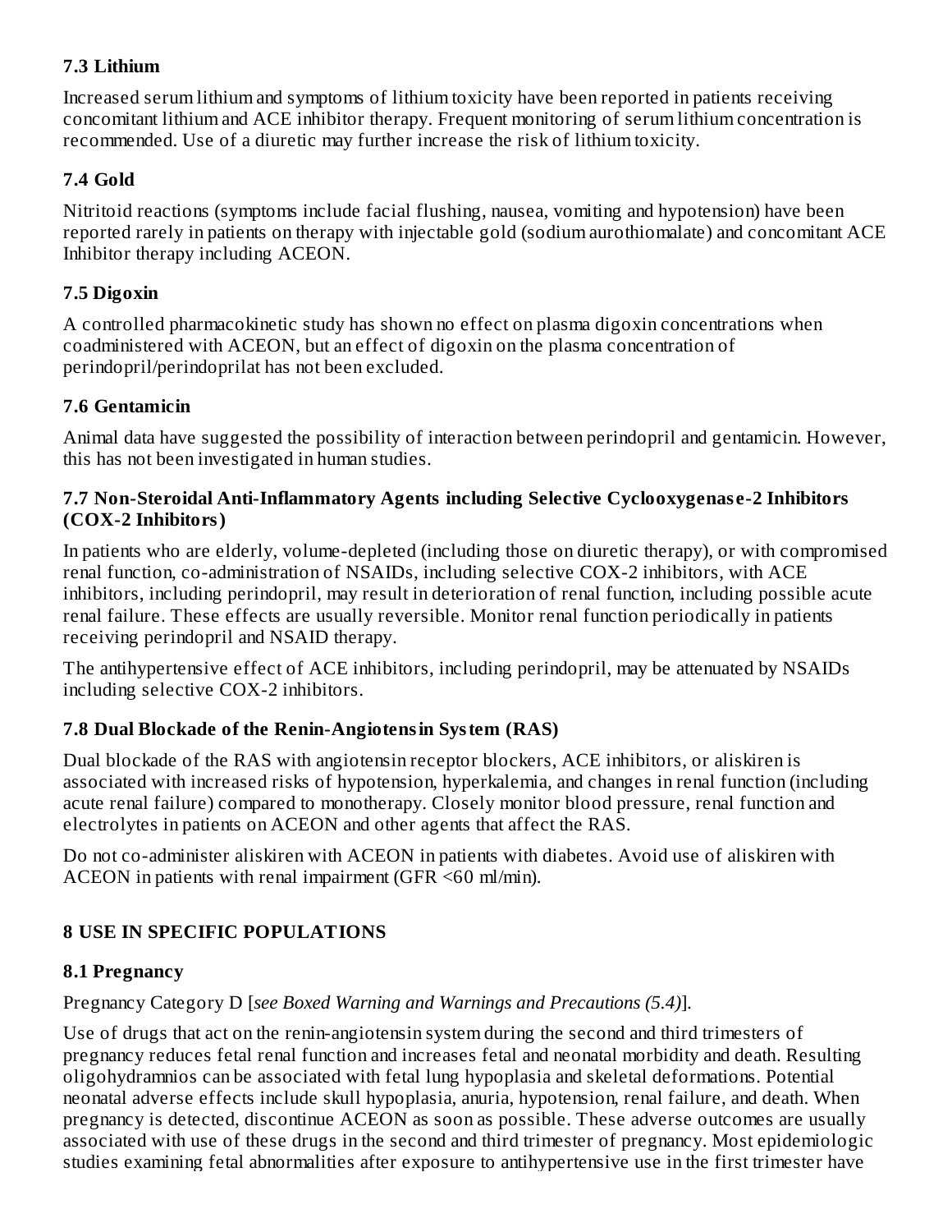### 7.3 Lithium

Increased serum lithium and symptoms of lithium toxicity have been reported in patients receiving concomitant lithium and ACE inhibitor therapy. Frequent monitoring of serum lithium concentration is recommended. Use of a diuretic may further increase the risk of lithium toxicity.

### 7.4 Gold

Nitritoid reactions (symptoms include facial flushing, nausea, vomiting and hypotension) have been reported rarely in patients on therapy with injectable gold (sodium aurothiomalate) and concomitant ACE Inhibitor therapy including ACEON.

### 7.5 Digoxin

A controlled pharmacokinetic study has shown no effect on plasma digoxin concentrations when coadministered with ACEON, but an effect of digoxin on the plasma concentration of perindopril/perindoprilat has not been excluded.

### 7.6 Gentamicin

Animal data have suggested the possibility of interaction between perindopril and gentamicin. However, this has not been investigated in human studies.

### 7.7 Non-Steroidal Anti-Inflammatory Agents including Selective Cyclooxygenase-2 Inhibitors (COX-2 Inhibitors)

In patients who are elderly, volume-depleted (including those on diuretic therapy), or with compromised renal function, co-administration of NSAIDs, including selective COX-2 inhibitors, with ACE inhibitors, including perindopril, may result in deterioration of renal function, including possible acute renal failure. These effects are usually reversible. Monitor renal function periodically in patients receiving perindopril and NSAID therapy.

The antihypertensive effect of ACE inhibitors, including perindopril, may be attenuated by NSAIDs including selective COX-2 inhibitors.

### 7.8 Dual Blockade of the Renin-Angiotensin System (RAS)

Dual blockade of the RAS with angiotensin receptor blockers, ACE inhibitors, or aliskiren is associated with increased risks of hypotension, hyperkalemia, and changes in renal function (including acute renal failure) compared to monotherapy. Closely monitor blood pressure, renal function and electrolytes in patients on ACEON and other agents that affect the RAS.

Do not co-administer aliskiren with ACEON in patients with diabetes. Avoid use of aliskiren with ACEON in patients with renal impairment (GFR <60 ml/min).

## 8 USE IN SPECIFIC POPULATIONS

### 8.1 Pregnancy

Pregnancy Category D [*see Boxed Warning and Warnings and Precautions (5.4)*].

Use of drugs that act on the renin-angiotensin system during the second and third trimesters of pregnancy reduces fetal renal function and increases fetal and neonatal morbidity and death. Resulting oligohydramnios can be associated with fetal lung hypoplasia and skeletal deformations. Potential neonatal adverse effects include skull hypoplasia, anuria, hypotension, renal failure, and death. When pregnancy is detected, discontinue ACEON as soon as possible. These adverse outcomes are usually associated with use of these drugs in the second and third trimester of pregnancy. Most epidemiologic studies examining fetal abnormalities after exposure to antihypertensive use in the first trimester have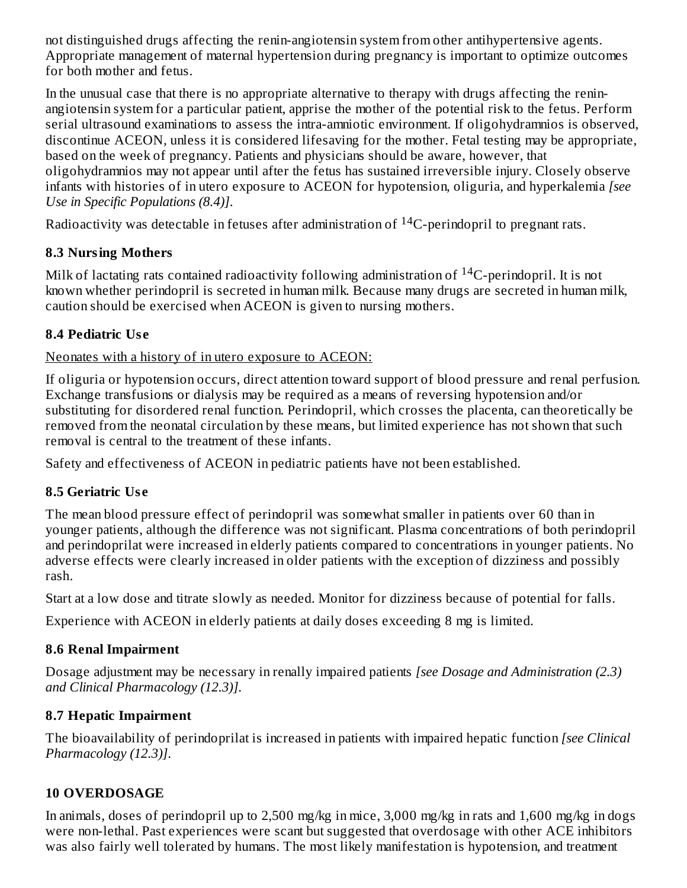not distinguished drugs affecting the renin-angiotensin system from other antihypertensive agents. Appropriate management of maternal hypertension during pregnancy is important to optimize outcomes for both mother and fetus.

In the unusual case that there is no appropriate alternative to therapy with drugs affecting the renin-angiotensin system for a particular patient, apprise the mother of the potential risk to the fetus. Perform serial ultrasound examinations to assess the intra-amniotic environment. If oligohydramnios is observed, discontinue ACEON, unless it is considered lifesaving for the mother. Fetal testing may be appropriate, based on the week of pregnancy. Patients and physicians should be aware, however, that oligohydramnios may not appear until after the fetus has sustained irreversible injury. Closely observe infants with histories of in utero exposure to ACEON for hypotension, oliguria, and hyperkalemia *[see Use in Specific Populations (8.4)]*.

Radioactivity was detectable in fetuses after administration of $^{14}C$-perindopril to pregnant rats.

## 8.3 Nursing Mothers

Milk of lactating rats contained radioactivity following administration of $^{14}C$-perindopril. It is not known whether perindopril is secreted in human milk. Because many drugs are secreted in human milk, caution should be exercised when ACEON is given to nursing mothers.

## 8.4 Pediatric Use

Neonates with a history of in utero exposure to ACEON:

If oliguria or hypotension occurs, direct attention toward support of blood pressure and renal perfusion. Exchange transfusions or dialysis may be required as a means of reversing hypotension and/or substituting for disordered renal function. Perindopril, which crosses the placenta, can theoretically be removed from the neonatal circulation by these means, but limited experience has not shown that such removal is central to the treatment of these infants.

Safety and effectiveness of ACEON in pediatric patients have not been established.

## 8.5 Geriatric Use

The mean blood pressure effect of perindopril was somewhat smaller in patients over 60 than in younger patients, although the difference was not significant. Plasma concentrations of both perindopril and perindoprilat were increased in elderly patients compared to concentrations in younger patients. No adverse effects were clearly increased in older patients with the exception of dizziness and possibly rash.

Start at a low dose and titrate slowly as needed. Monitor for dizziness because of potential for falls.

Experience with ACEON in elderly patients at daily doses exceeding 8 mg is limited.

## 8.6 Renal Impairment

Dosage adjustment may be necessary in renally impaired patients *[see Dosage and Administration (2.3) and Clinical Pharmacology (12.3)]*.

## 8.7 Hepatic Impairment

The bioavailability of perindoprilat is increased in patients with impaired hepatic function *[see Clinical Pharmacology (12.3)]*.

# 10 OVERDOSAGE

In animals, doses of perindopril up to 2,500 mg/kg in mice, 3,000 mg/kg in rats and 1,600 mg/kg in dogs were non-lethal. Past experiences were scant but suggested that overdosage with other ACE inhibitors was also fairly well tolerated by humans. The most likely manifestation is hypotension, and treatment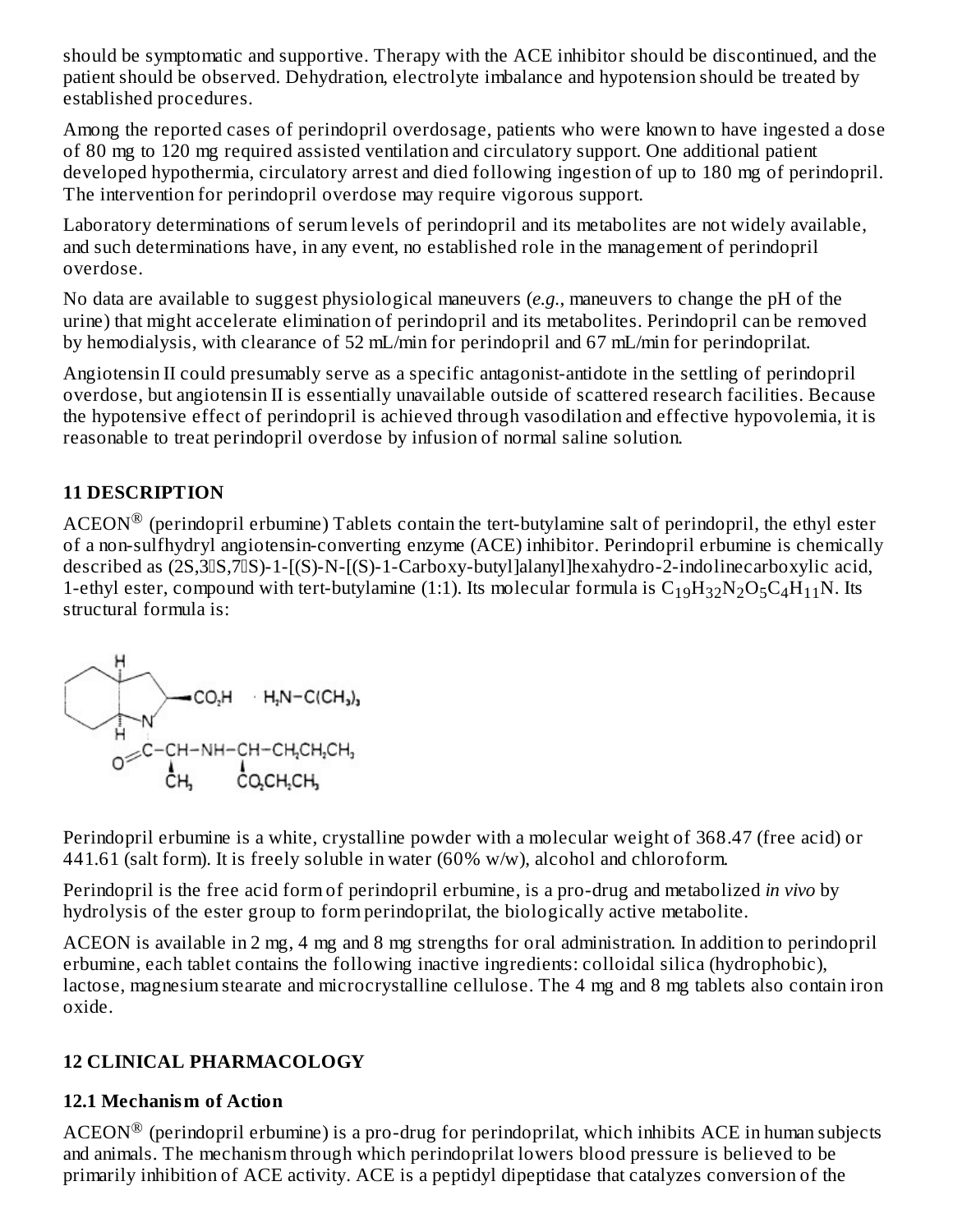should be symptomatic and supportive. Therapy with the ACE inhibitor should be discontinued, and the patient should be observed. Dehydration, electrolyte imbalance and hypotension should be treated by established procedures.

Among the reported cases of perindopril overdosage, patients who were known to have ingested a dose of 80 mg to 120 mg required assisted ventilation and circulatory support. One additional patient developed hypothermia, circulatory arrest and died following ingestion of up to 180 mg of perindopril. The intervention for perindopril overdose may require vigorous support.

Laboratory determinations of serum levels of perindopril and its metabolites are not widely available, and such determinations have, in any event, no established role in the management of perindopril overdose.

No data are available to suggest physiological maneuvers (*e.g.*, maneuvers to change the pH of the urine) that might accelerate elimination of perindopril and its metabolites. Perindopril can be removed by hemodialysis, with clearance of 52 mL/min for perindopril and 67 mL/min for perindoprilat.

Angiotensin II could presumably serve as a specific antagonist-antidote in the settling of perindopril overdose, but angiotensin II is essentially unavailable outside of scattered research facilities. Because the hypotensive effect of perindopril is achieved through vasodilation and effective hypovolemia, it is reasonable to treat perindopril overdose by infusion of normal saline solution.

## 11 DESCRIPTION

ACEON® (perindopril erbumine) Tablets contain the tert-butylamine salt of perindopril, the ethyl ester of a non-sulfhydryl angiotensin-converting enzyme (ACE) inhibitor. Perindopril erbumine is chemically described as (2S,3αS,7αS)-1-[(S)-N-[(S)-1-Carboxy-butyl]alanyl]hexahydro-2-indolinecarboxylic acid, 1-ethyl ester, compound with tert-butylamine (1:1). Its molecular formula is $C_{19}H_{32}N_2O_5C_4H_{11}N$. Its structural formula is:

Perindopril erbumine is a white, crystalline powder with a molecular weight of 368.47 (free acid) or 441.61 (salt form). It is freely soluble in water (60% w/w), alcohol and chloroform.

Perindopril is the free acid form of perindopril erbumine, is a pro-drug and metabolized *in vivo* by hydrolysis of the ester group to form perindoprilat, the biologically active metabolite.

ACEON is available in 2 mg, 4 mg and 8 mg strengths for oral administration. In addition to perindopril erbumine, each tablet contains the following inactive ingredients: colloidal silica (hydrophobic), lactose, magnesium stearate and microcrystalline cellulose. The 4 mg and 8 mg tablets also contain iron oxide.

## 12 CLINICAL PHARMACOLOGY

### 12.1 Mechanism of Action

ACEON® (perindopril erbumine) is a pro-drug for perindoprilat, which inhibits ACE in human subjects and animals. The mechanism through which perindoprilat lowers blood pressure is believed to be primarily inhibition of ACE activity. ACE is a peptidyl dipeptidase that catalyzes conversion of the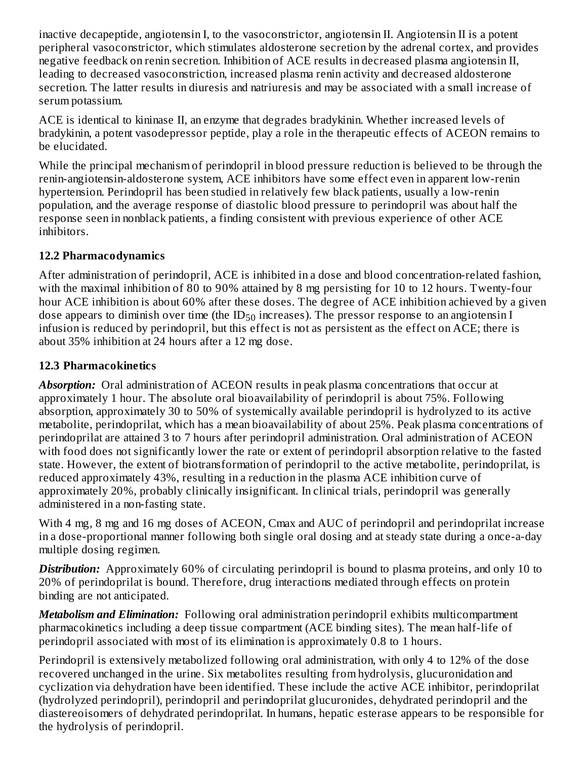inactive decapeptide, angiotensin I, to the vasoconstrictor, angiotensin II. Angiotensin II is a potent peripheral vasoconstrictor, which stimulates aldosterone secretion by the adrenal cortex, and provides negative feedback on renin secretion. Inhibition of ACE results in decreased plasma angiotensin II, leading to decreased vasoconstriction, increased plasma renin activity and decreased aldosterone secretion. The latter results in diuresis and natriuresis and may be associated with a small increase of serum potassium.

ACE is identical to kininase II, an enzyme that degrades bradykinin. Whether increased levels of bradykinin, a potent vasodepressor peptide, play a role in the therapeutic effects of ACEON remains to be elucidated.

While the principal mechanism of perindopril in blood pressure reduction is believed to be through the renin-angiotensin-aldosterone system, ACE inhibitors have some effect even in apparent low-renin hypertension. Perindopril has been studied in relatively few black patients, usually a low-renin population, and the average response of diastolic blood pressure to perindopril was about half the response seen in nonblack patients, a finding consistent with previous experience of other ACE inhibitors.

## 12.2 Pharmacodynamics

After administration of perindopril, ACE is inhibited in a dose and blood concentration-related fashion, with the maximal inhibition of 80 to 90% attained by 8 mg persisting for 10 to 12 hours. Twenty-four hour ACE inhibition is about 60% after these doses. The degree of ACE inhibition achieved by a given dose appears to diminish over time (the $ID_{50}$ increases). The pressor response to an angiotensin I infusion is reduced by perindopril, but this effect is not as persistent as the effect on ACE; there is about 35% inhibition at 24 hours after a 12 mg dose.

## 12.3 Pharmacokinetics

***Absorption:*** Oral administration of ACEON results in peak plasma concentrations that occur at approximately 1 hour. The absolute oral bioavailability of perindopril is about 75%. Following absorption, approximately 30 to 50% of systemically available perindopril is hydrolyzed to its active metabolite, perindoprilat, which has a mean bioavailability of about 25%. Peak plasma concentrations of perindoprilat are attained 3 to 7 hours after perindopril administration. Oral administration of ACEON with food does not significantly lower the rate or extent of perindopril absorption relative to the fasted state. However, the extent of biotransformation of perindopril to the active metabolite, perindoprilat, is reduced approximately 43%, resulting in a reduction in the plasma ACE inhibition curve of approximately 20%, probably clinically insignificant. In clinical trials, perindopril was generally administered in a non-fasting state.

With 4 mg, 8 mg and 16 mg doses of ACEON, Cmax and AUC of perindopril and perindoprilat increase in a dose-proportional manner following both single oral dosing and at steady state during a once-a-day multiple dosing regimen.

***Distribution:*** Approximately 60% of circulating perindopril is bound to plasma proteins, and only 10 to 20% of perindoprilat is bound. Therefore, drug interactions mediated through effects on protein binding are not anticipated.

***Metabolism and Elimination:*** Following oral administration perindopril exhibits multicompartment pharmacokinetics including a deep tissue compartment (ACE binding sites). The mean half-life of perindopril associated with most of its elimination is approximately 0.8 to 1 hours.

Perindopril is extensively metabolized following oral administration, with only 4 to 12% of the dose recovered unchanged in the urine. Six metabolites resulting from hydrolysis, glucuronidation and cyclization via dehydration have been identified. These include the active ACE inhibitor, perindoprilat (hydrolyzed perindopril), perindopril and perindoprilat glucuronides, dehydrated perindopril and the diastereoisomers of dehydrated perindoprilat. In humans, hepatic esterase appears to be responsible for the hydrolysis of perindopril.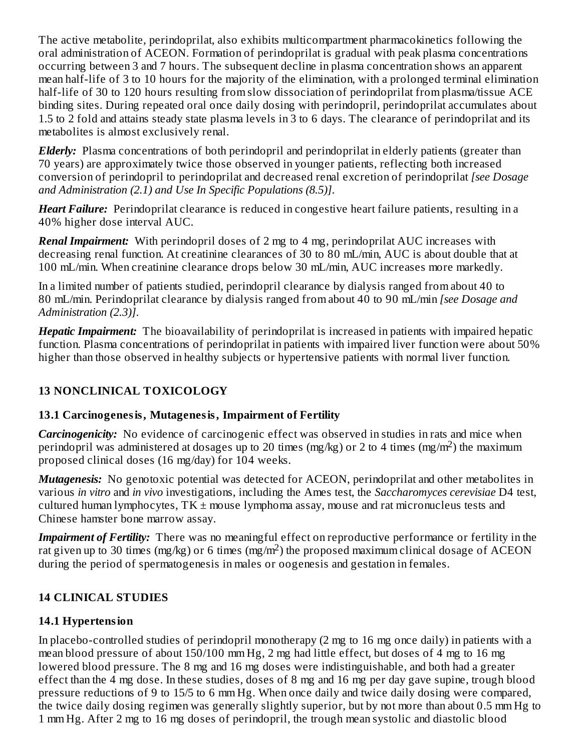The active metabolite, perindoprilat, also exhibits multicompartment pharmacokinetics following the oral administration of ACEON. Formation of perindoprilat is gradual with peak plasma concentrations occurring between 3 and 7 hours. The subsequent decline in plasma concentration shows an apparent mean half-life of 3 to 10 hours for the majority of the elimination, with a prolonged terminal elimination half-life of 30 to 120 hours resulting from slow dissociation of perindoprilat from plasma/tissue ACE binding sites. During repeated oral once daily dosing with perindopril, perindoprilat accumulates about 1.5 to 2 fold and attains steady state plasma levels in 3 to 6 days. The clearance of perindoprilat and its metabolites is almost exclusively renal.

***Elderly:*** Plasma concentrations of both perindopril and perindoprilat in elderly patients (greater than 70 years) are approximately twice those observed in younger patients, reflecting both increased conversion of perindopril to perindoprilat and decreased renal excretion of perindoprilat *[see Dosage and Administration (2.1) and Use In Specific Populations (8.5)]*.

***Heart Failure:*** Perindoprilat clearance is reduced in congestive heart failure patients, resulting in a 40% higher dose interval AUC.

***Renal Impairment:*** With perindopril doses of 2 mg to 4 mg, perindoprilat AUC increases with decreasing renal function. At creatinine clearances of 30 to 80 mL/min, AUC is about double that at 100 mL/min. When creatinine clearance drops below 30 mL/min, AUC increases more markedly.

In a limited number of patients studied, perindopril clearance by dialysis ranged from about 40 to 80 mL/min. Perindoprilat clearance by dialysis ranged from about 40 to 90 mL/min *[see Dosage and Administration (2.3)]*.

***Hepatic Impairment:*** The bioavailability of perindoprilat is increased in patients with impaired hepatic function. Plasma concentrations of perindoprilat in patients with impaired liver function were about 50% higher than those observed in healthy subjects or hypertensive patients with normal liver function.

## 13 NONCLINICAL TOXICOLOGY

### 13.1 Carcinogenesis, Mutagenesis, Impairment of Fertility

***Carcinogenicity:*** No evidence of carcinogenic effect was observed in studies in rats and mice when perindopril was administered at dosages up to 20 times (mg/kg) or 2 to 4 times ($mg/m^2$) the maximum proposed clinical doses (16 mg/day) for 104 weeks.

***Mutagenesis:*** No genotoxic potential was detected for ACEON, perindoprilat and other metabolites in various *in vitro* and *in vivo* investigations, including the Ames test, the *Saccharomyces cerevisiae* D4 test, cultured human lymphocytes, TK ± mouse lymphoma assay, mouse and rat micronucleus tests and Chinese hamster bone marrow assay.

***Impairment of Fertility:*** There was no meaningful effect on reproductive performance or fertility in the rat given up to 30 times (mg/kg) or 6 times ($mg/m^2$) the proposed maximum clinical dosage of ACEON during the period of spermatogenesis in males or oogenesis and gestation in females.

## 14 CLINICAL STUDIES

### 14.1 Hypertension

In placebo-controlled studies of perindopril monotherapy (2 mg to 16 mg once daily) in patients with a mean blood pressure of about 150/100 mm Hg, 2 mg had little effect, but doses of 4 mg to 16 mg lowered blood pressure. The 8 mg and 16 mg doses were indistinguishable, and both had a greater effect than the 4 mg dose. In these studies, doses of 8 mg and 16 mg per day gave supine, trough blood pressure reductions of 9 to 15/5 to 6 mm Hg. When once daily and twice daily dosing were compared, the twice daily dosing regimen was generally slightly superior, but by not more than about 0.5 mm Hg to 1 mm Hg. After 2 mg to 16 mg doses of perindopril, the trough mean systolic and diastolic blood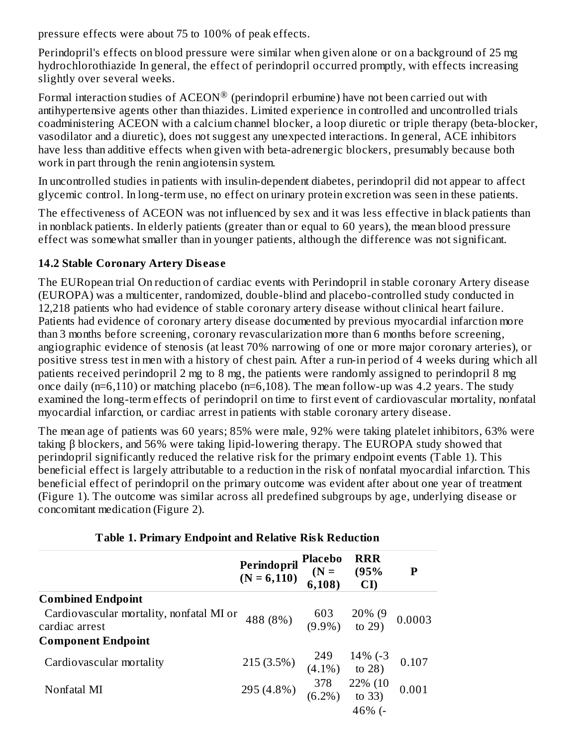pressure effects were about 75 to 100% of peak effects.

Perindopril's effects on blood pressure were similar when given alone or on a background of 25 mg hydrochlorothiazide In general, the effect of perindopril occurred promptly, with effects increasing slightly over several weeks.

Formal interaction studies of ACEON® (perindopril erbumine) have not been carried out with antihypertensive agents other than thiazides. Limited experience in controlled and uncontrolled trials coadministering ACEON with a calcium channel blocker, a loop diuretic or triple therapy (beta-blocker, vasodilator and a diuretic), does not suggest any unexpected interactions. In general, ACE inhibitors have less than additive effects when given with beta-adrenergic blockers, presumably because both work in part through the renin angiotensin system.

In uncontrolled studies in patients with insulin-dependent diabetes, perindopril did not appear to affect glycemic control. In long-term use, no effect on urinary protein excretion was seen in these patients.

The effectiveness of ACEON was not influenced by sex and it was less effective in black patients than in nonblack patients. In elderly patients (greater than or equal to 60 years), the mean blood pressure effect was somewhat smaller than in younger patients, although the difference was not significant.

### 14.2 Stable Coronary Artery Disease

The EURopean trial On reduction of cardiac events with Perindopril in stable coronary Artery disease (EUROPA) was a multicenter, randomized, double-blind and placebo-controlled study conducted in 12,218 patients who had evidence of stable coronary artery disease without clinical heart failure. Patients had evidence of coronary artery disease documented by previous myocardial infarction more than 3 months before screening, coronary revascularization more than 6 months before screening, angiographic evidence of stenosis (at least 70% narrowing of one or more major coronary arteries), or positive stress test in men with a history of chest pain. After a run-in period of 4 weeks during which all patients received perindopril 2 mg to 8 mg, the patients were randomly assigned to perindopril 8 mg once daily (n=6,110) or matching placebo (n=6,108). The mean follow-up was 4.2 years. The study examined the long-term effects of perindopril on time to first event of cardiovascular mortality, nonfatal myocardial infarction, or cardiac arrest in patients with stable coronary artery disease.

The mean age of patients was 60 years; 85% were male, 92% were taking platelet inhibitors, 63% were taking β blockers, and 56% were taking lipid-lowering therapy. The EUROPA study showed that perindopril significantly reduced the relative risk for the primary endpoint events (Table 1). This beneficial effect is largely attributable to a reduction in the risk of nonfatal myocardial infarction. This beneficial effect of perindopril on the primary outcome was evident after about one year of treatment (Figure 1). The outcome was similar across all predefined subgroups by age, underlying disease or concomitant medication (Figure 2).

**Table 1. Primary Endpoint and Relative Risk Reduction**

| | Perindopril (N = 6,110) | Placebo (N = 6,108) | RRR (95% CI) | P |
|---|---|---|---|---|
| **Combined Endpoint** | | | | |
| Cardiovascular mortality, nonfatal MI or cardiac arrest | 488 (8%) | 603 (9.9%) | 20% (9 to 29) | 0.0003 |
| **Component Endpoint** | | | | |
| Cardiovascular mortality | 215 (3.5%) | 249 (4.1%) | 14% (-3 to 28) | 0.107 |
| Nonfatal MI | 295 (4.8%) | 378 (6.2%) | 22% (10 to 33) | 0.001 |
| | | | 46% (- | |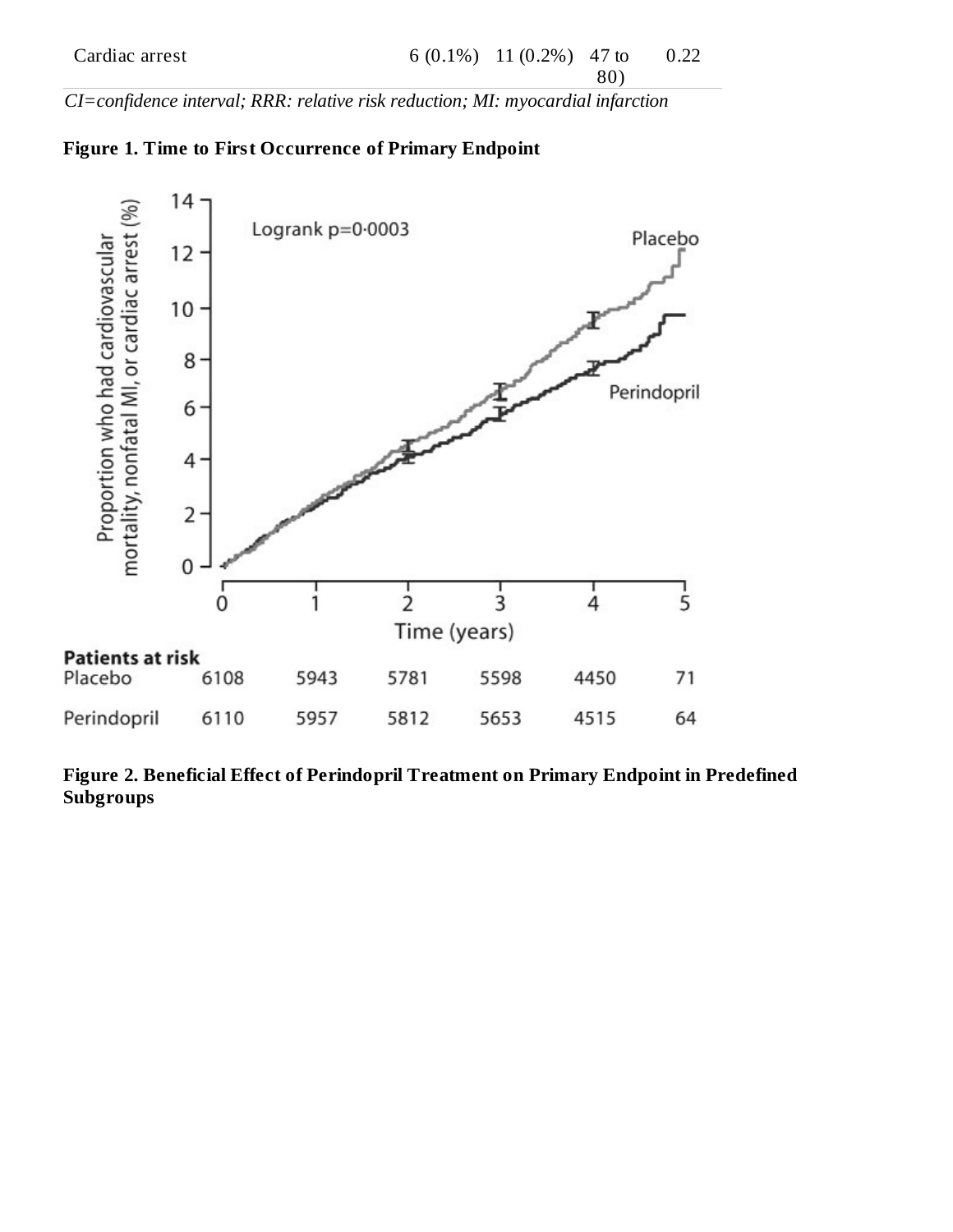| | | | | |
|---|---|---|---|---|
| Cardiac arrest | 6 (0.1%) | 11 (0.2%) | 47 to 80) | 0.22 |

*CI=confidence interval; RRR: relative risk reduction; MI: myocardial infarction*

**Figure 1. Time to First Occurrence of Primary Endpoint**

**Figure 2. Beneficial Effect of Perindopril Treatment on Primary Endpoint in Predefined Subgroups**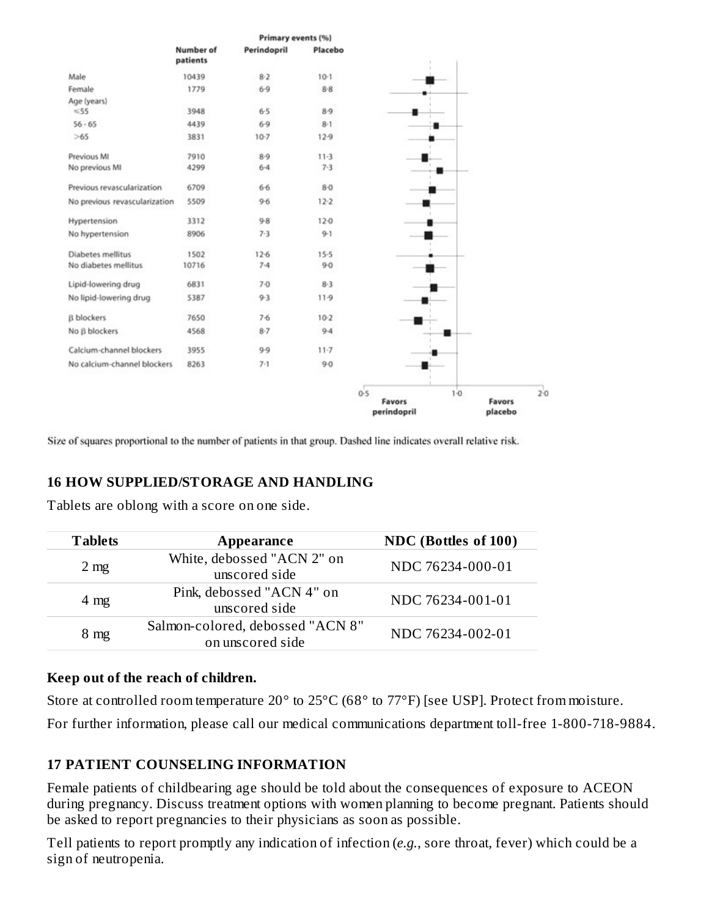| | Number of patients | Primary events (%) Perindopril | Placebo |
|---|---|---|---|
| Male | 10439 | 8·2 | 10·1 |
| Female | 1779 | 6·9 | 8·8 |
| Age (years) | | | |
| ≤55 | 3948 | 6·5 | 8·9 |
| 56 - 65 | 4439 | 6·9 | 8·1 |
| >65 | 3831 | 10·7 | 12·9 |
| Previous MI | 7910 | 8·9 | 11·3 |
| No previous MI | 4299 | 6·4 | 7·3 |
| Previous revascularization | 6709 | 6·6 | 8·0 |
| No previous revascularization | 5509 | 9·6 | 12·2 |
| Hypertension | 3312 | 9·8 | 12·0 |
| No hypertension | 8906 | 7·3 | 9·1 |
| Diabetes mellitus | 1502 | 12·6 | 15·5 |
| No diabetes mellitus | 10716 | 7·4 | 9·0 |
| Lipid-lowering drug | 6831 | 7·0 | 8·3 |
| No lipid-lowering drug | 5387 | 9·3 | 11·9 |
| β blockers | 7650 | 7·6 | 10·2 |
| No β blockers | 4568 | 8·7 | 9·4 |
| Calcium-channel blockers | 3955 | 9·9 | 11·7 |
| No calcium-channel blockers | 8263 | 7·1 | 9·0 |

0·5 — 1·0 — 2·0

Favors perindopril — Favors placebo

Size of squares proportional to the number of patients in that group. Dashed line indicates overall relative risk.

## 16 HOW SUPPLIED/STORAGE AND HANDLING

Tablets are oblong with a score on one side.

| Tablets | Appearance | NDC (Bottles of 100) |
|---|---|---|
| 2 mg | White, debossed "ACN 2" on unscored side | NDC 76234-000-01 |
| 4 mg | Pink, debossed "ACN 4" on unscored side | NDC 76234-001-01 |
| 8 mg | Salmon-colored, debossed "ACN 8" on unscored side | NDC 76234-002-01 |

**Keep out of the reach of children.**

Store at controlled room temperature 20° to 25°C (68° to 77°F) [see USP]. Protect from moisture.

For further information, please call our medical communications department toll-free 1-800-718-9884.

## 17 PATIENT COUNSELING INFORMATION

Female patients of childbearing age should be told about the consequences of exposure to ACEON during pregnancy. Discuss treatment options with women planning to become pregnant. Patients should be asked to report pregnancies to their physicians as soon as possible.

Tell patients to report promptly any indication of infection (*e.g.*, sore throat, fever) which could be a sign of neutropenia.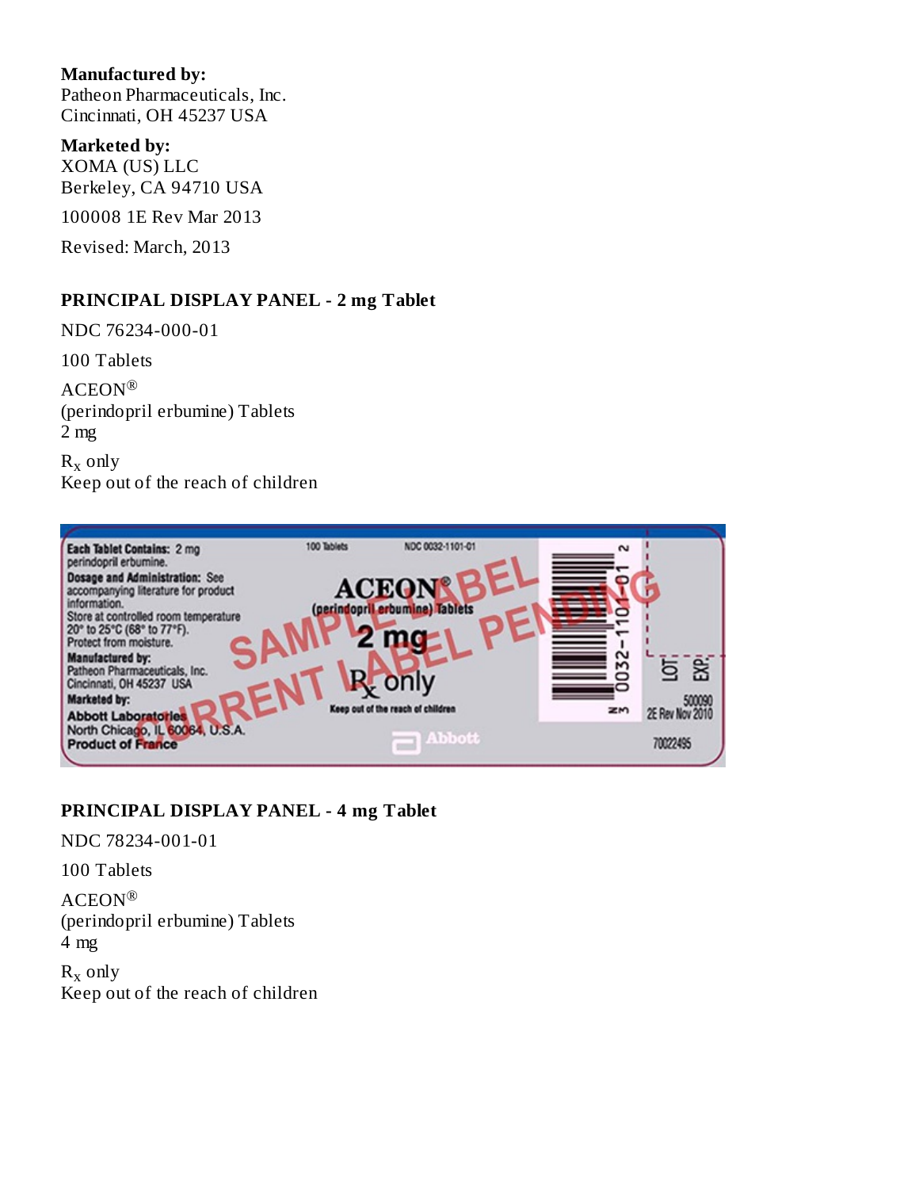**Manufactured by:**
Patheon Pharmaceuticals, Inc.
Cincinnati, OH 45237 USA

**Marketed by:**
XOMA (US) LLC
Berkeley, CA 94710 USA

100008 1E Rev Mar 2013

Revised: March, 2013

### PRINCIPAL DISPLAY PANEL - 2 mg Tablet

NDC 76234-000-01

100 Tablets

ACEON®
(perindopril erbumine) Tablets
2 mg

$R_x$ only
Keep out of the reach of children

### PRINCIPAL DISPLAY PANEL - 4 mg Tablet

NDC 78234-001-01

100 Tablets

ACEON®
(perindopril erbumine) Tablets
4 mg

$R_x$ only
Keep out of the reach of children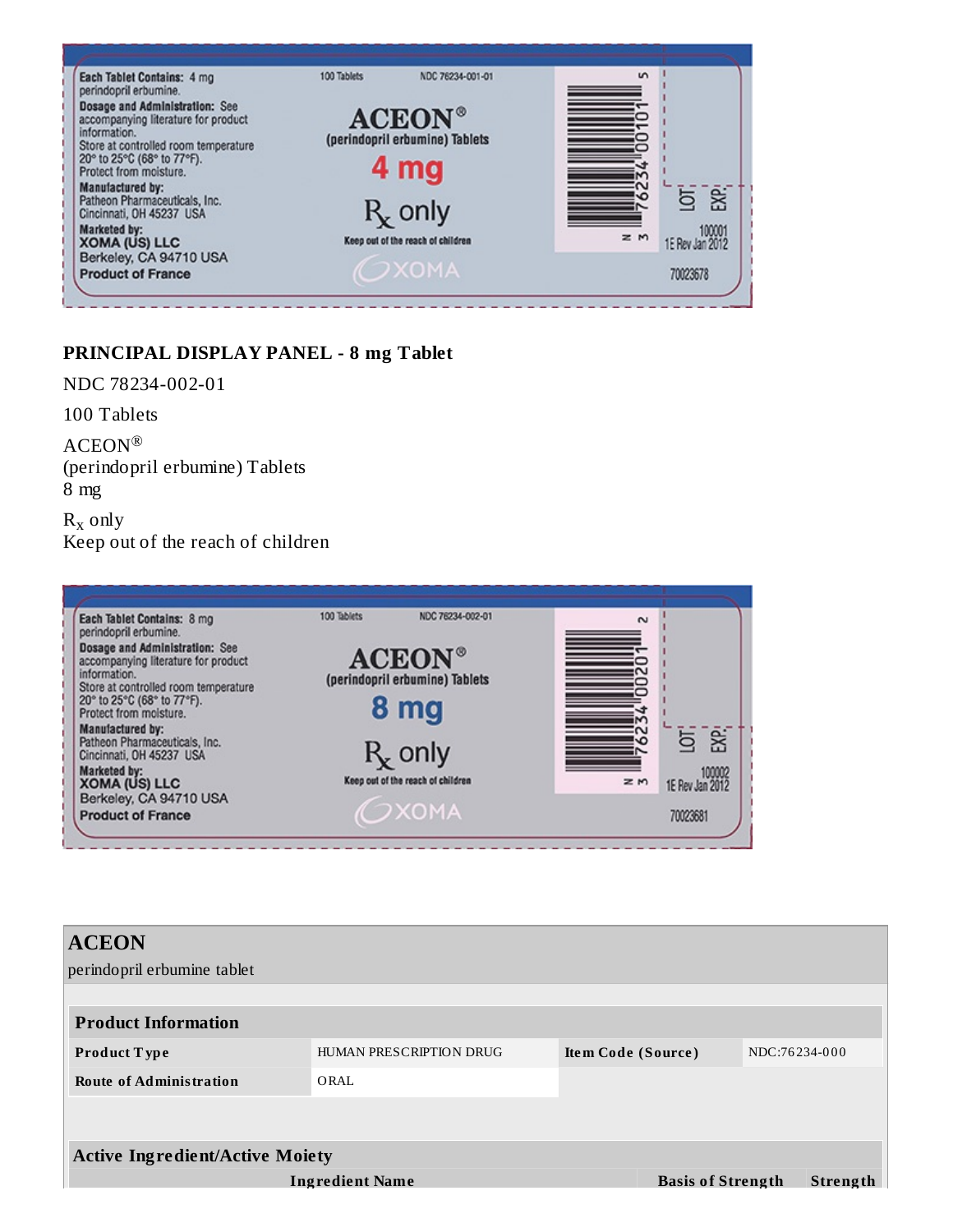**PRINCIPAL DISPLAY PANEL - 8 mg Tablet**

NDC 78234-002-01

100 Tablets

ACEON®
(perindopril erbumine) Tablets
8 mg

$R_x$ only
Keep out of the reach of children

| ACEON | | | |
|---|---|---|---|
| perindopril erbumine tablet | | | |

| Product Information | | | |
|---|---|---|---|
| **Product Type** | HUMAN PRESCRIPTION DRUG | **Item Code (Source)** | NDC:76234-000 |
| **Route of Administration** | ORAL | | |

| Active Ingredient/Active Moiety | | |
|---|---|---|
| **Ingredient Name** | **Basis of Strength** | **Strength** |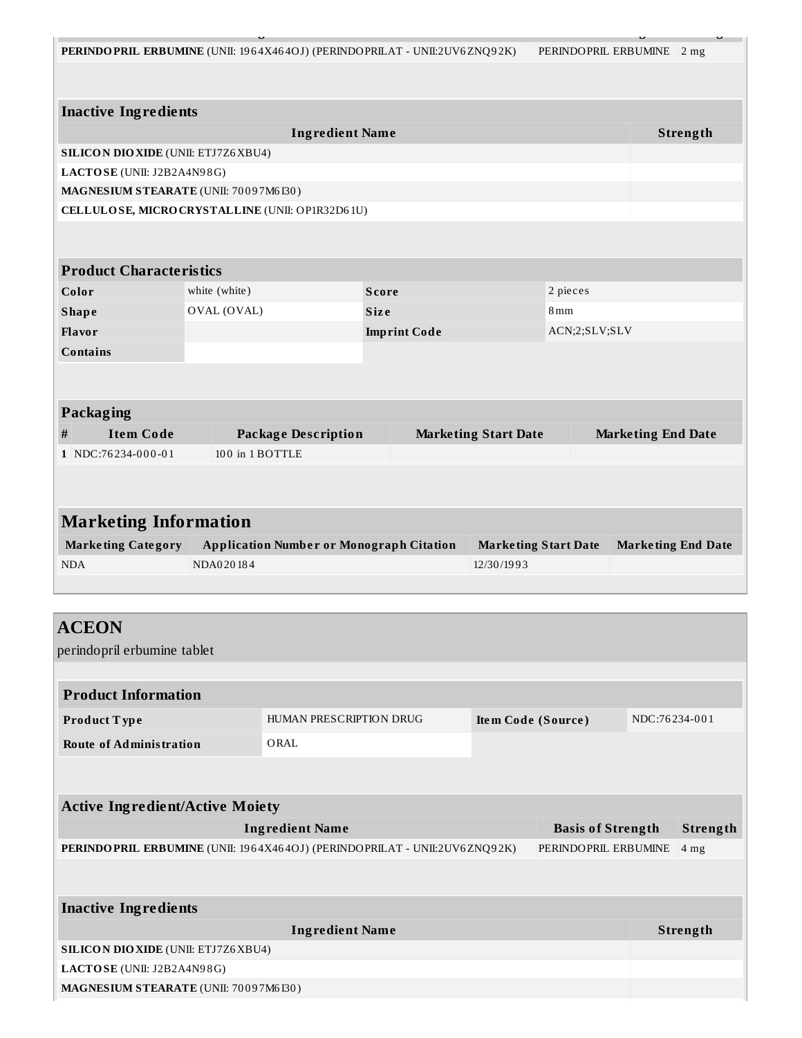| PERINDOPRIL ERBUMINE (UNII: 1964X464OJ) (PERINDOPRILAT - UNII:2UV6ZNQ92K) | PERINDOPRIL ERBUMINE | 2 mg |
|---|---|---|

### Inactive Ingredients

| Ingredient Name | Strength |
|---|---|
| **SILICON DIOXIDE** (UNII: ETJ7Z6XBU4) | |
| **LACTOSE** (UNII: J2B2A4N98G) | |
| **MAGNESIUM STEARATE** (UNII: 70097M6I30) | |
| **CELLULOSE, MICROCRYSTALLINE** (UNII: OP1R32D61U) | |

### Product Characteristics

| | | | |
|---|---|---|---|
| **Color** | white (white) | **Score** | 2 pieces |
| **Shape** | OVAL (OVAL) | **Size** | 8mm |
| **Flavor** | | **Imprint Code** | ACN;2;SLV;SLV |
| **Contains** | | | |

### Packaging

| # | Item Code | Package Description | Marketing Start Date | Marketing End Date |
|---|---|---|---|---|
| 1 | NDC:76234-000-01 | 100 in 1 BOTTLE | | |

## Marketing Information

| Marketing Category | Application Number or Monograph Citation | Marketing Start Date | Marketing End Date |
|---|---|---|---|
| NDA | NDA020184 | 12/30/1993 | |

# ACEON

perindopril erbumine tablet

### Product Information

| | | | |
|---|---|---|---|
| **Product Type** | HUMAN PRESCRIPTION DRUG | **Item Code (Source)** | NDC:76234-001 |
| **Route of Administration** | ORAL | | |

### Active Ingredient/Active Moiety

| Ingredient Name | Basis of Strength | Strength |
|---|---|---|
| **PERINDOPRIL ERBUMINE** (UNII: 1964X464OJ) (PERINDOPRILAT - UNII:2UV6ZNQ92K) | PERINDOPRIL ERBUMINE | 4 mg |

### Inactive Ingredients

| Ingredient Name | Strength |
|---|---|
| **SILICON DIOXIDE** (UNII: ETJ7Z6XBU4) | |
| **LACTOSE** (UNII: J2B2A4N98G) | |
| **MAGNESIUM STEARATE** (UNII: 70097M6I30) | |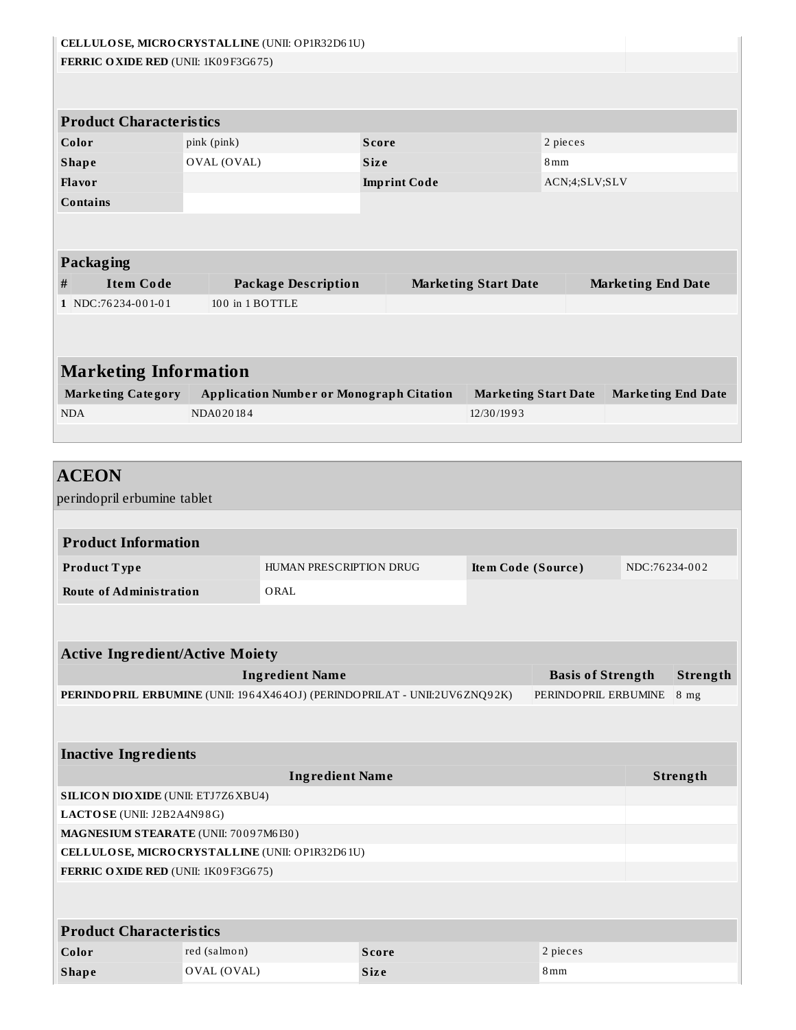| | |
|---|---|
| **CELLULOSE, MICROCRYSTALLINE** (UNII: OP1R32D61U) | |
| **FERRIC OXIDE RED** (UNII: 1K09F3G675) | |

| Product Characteristics | | | |
|---|---|---|---|
| **Color** | pink (pink) | **Score** | 2 pieces |
| **Shape** | OVAL (OVAL) | **Size** | 8mm |
| **Flavor** | | **Imprint Code** | ACN;4;SLV;SLV |
| **Contains** | | | |

| Packaging | | | | |
|---|---|---|---|---|
| **#** | **Item Code** | **Package Description** | **Marketing Start Date** | **Marketing End Date** |
| 1 | NDC:76234-001-01 | 100 in 1 BOTTLE | | |

## Marketing Information

| Marketing Category | Application Number or Monograph Citation | Marketing Start Date | Marketing End Date |
|---|---|---|---|
| NDA | NDA020184 | 12/30/1993 | |

## ACEON

perindopril erbumine tablet

| Product Information | | | |
|---|---|---|---|
| **Product Type** | HUMAN PRESCRIPTION DRUG | **Item Code (Source)** | NDC:76234-002 |
| **Route of Administration** | ORAL | | |

| Active Ingredient/Active Moiety | | |
|---|---|---|
| **Ingredient Name** | **Basis of Strength** | **Strength** |
| **PERINDOPRIL ERBUMINE** (UNII: 1964X464OJ) (PERINDOPRILAT - UNII:2UV6ZNQ92K) | PERINDOPRIL ERBUMINE | 8 mg |

| Inactive Ingredients | |
|---|---|
| **Ingredient Name** | **Strength** |
| **SILICON DIOXIDE** (UNII: ETJ7Z6XBU4) | |
| **LACTOSE** (UNII: J2B2A4N98G) | |
| **MAGNESIUM STEARATE** (UNII: 70097M6I30) | |
| **CELLULOSE, MICROCRYSTALLINE** (UNII: OP1R32D61U) | |
| **FERRIC OXIDE RED** (UNII: 1K09F3G675) | |

| Product Characteristics | | | |
|---|---|---|---|
| **Color** | red (salmon) | **Score** | 2 pieces |
| **Shape** | OVAL (OVAL) | **Size** | 8mm |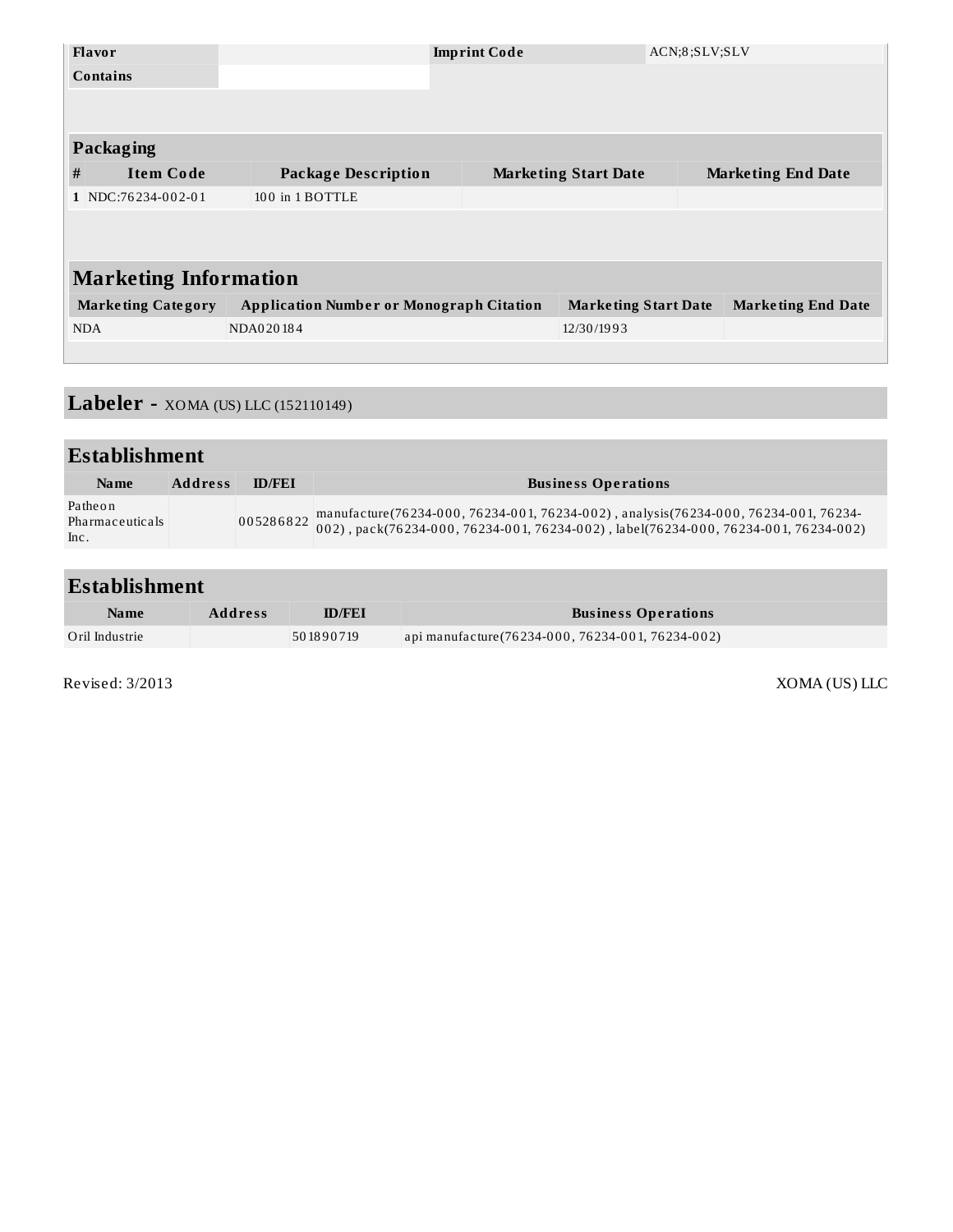| | | | |
|---|---|---|---|
| **Flavor** | | **Imprint Code** | ACN;8;SLV;SLV |
| **Contains** | | | |

## Packaging

| # | Item Code | Package Description | Marketing Start Date | Marketing End Date |
|---|---|---|---|---|
| 1 | NDC:76234-002-01 | 100 in 1 BOTTLE | | |

## Marketing Information

| Marketing Category | Application Number or Monograph Citation | Marketing Start Date | Marketing End Date |
|---|---|---|---|
| NDA | NDA020184 | 12/30/1993 | |

## Labeler - XOMA (US) LLC (152110149)

## Establishment

| Name | Address | ID/FEI | Business Operations |
|---|---|---|---|
| Patheon Pharmaceuticals Inc. | | 005286822 | manufacture(76234-000, 76234-001, 76234-002) , analysis(76234-000, 76234-001, 76234-002) , pack(76234-000, 76234-001, 76234-002) , label(76234-000, 76234-001, 76234-002) |

## Establishment

| Name | Address | ID/FEI | Business Operations |
|---|---|---|---|
| Oril Industrie | | 501890719 | api manufacture(76234-000, 76234-001, 76234-002) |

Revised: 3/2013

XOMA (US) LLC